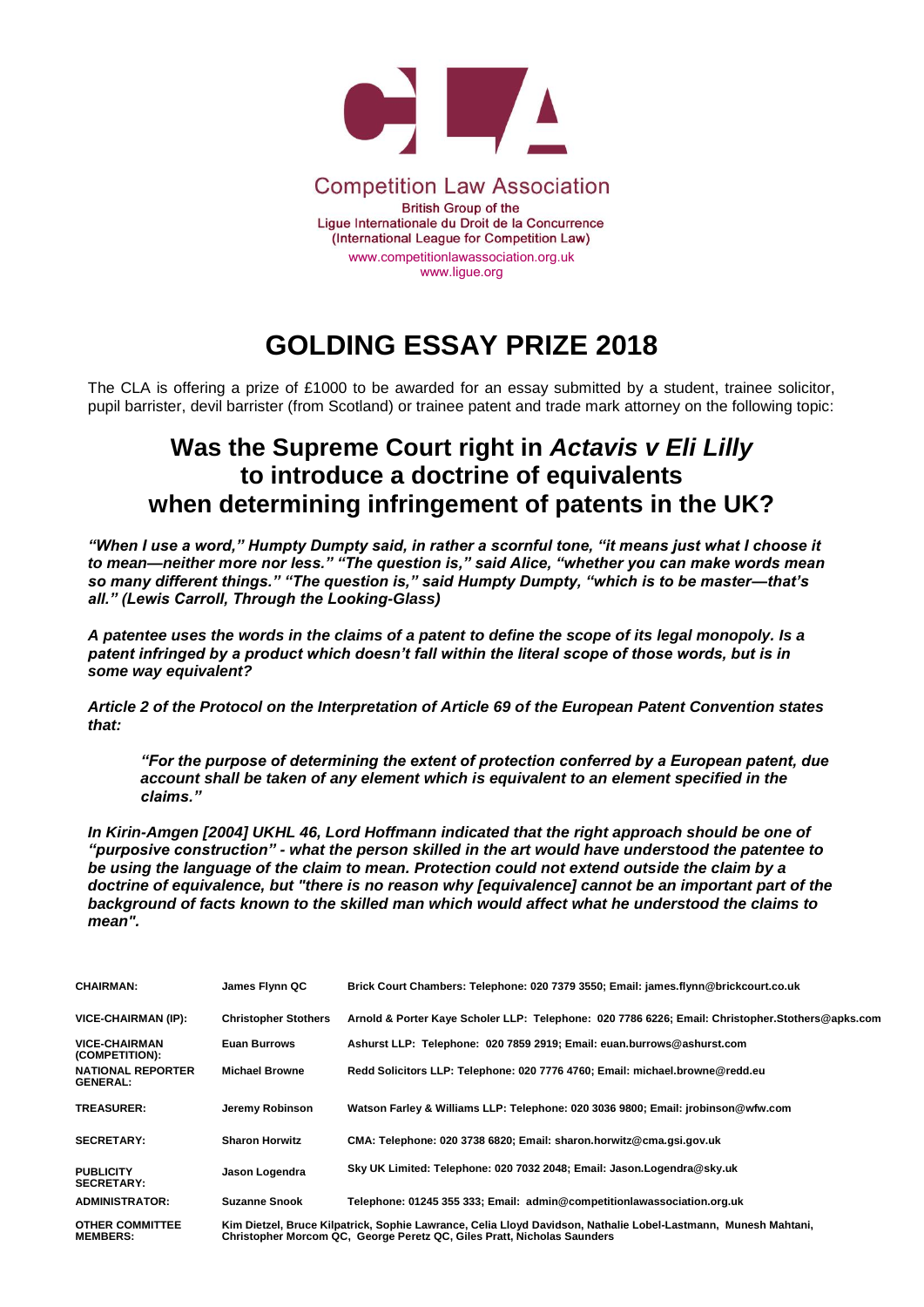Competition Law Association

British Group of the
Ligue Internationale du Droit de la Concurrence
(International League for Competition Law)
www.competitionlawassociation.org.uk
www.ligue.org

# GOLDING ESSAY PRIZE 2018

The CLA is offering a prize of £1000 to be awarded for an essay submitted by a student, trainee solicitor, pupil barrister, devil barrister (from Scotland) or trainee patent and trade mark attorney on the following topic:

## Was the Supreme Court right in *Actavis v Eli Lilly* to introduce a doctrine of equivalents when determining infringement of patents in the UK?

***"When I use a word," Humpty Dumpty said, in rather a scornful tone, "it means just what I choose it to mean—neither more nor less." "The question is," said Alice, "whether you can make words mean so many different things." "The question is," said Humpty Dumpty, "which is to be master—that's all." (Lewis Carroll, Through the Looking-Glass)***

***A patentee uses the words in the claims of a patent to define the scope of its legal monopoly. Is a patent infringed by a product which doesn't fall within the literal scope of those words, but is in some way equivalent?***

***Article 2 of the Protocol on the Interpretation of Article 69 of the European Patent Convention states that:***

> ***"For the purpose of determining the extent of protection conferred by a European patent, due account shall be taken of any element which is equivalent to an element specified in the claims."***

***In Kirin-Amgen [2004] UKHL 46, Lord Hoffmann indicated that the right approach should be one of "purposive construction" - what the person skilled in the art would have understood the patentee to be using the language of the claim to mean. Protection could not extend outside the claim by a doctrine of equivalence, but "there is no reason why [equivalence] cannot be an important part of the background of facts known to the skilled man which would affect what he understood the claims to mean".***

| | | |
|---|---|---|
| **CHAIRMAN:** | **James Flynn QC** | **Brick Court Chambers: Telephone: 020 7379 3550; Email: james.flynn@brickcourt.co.uk** |
| **VICE-CHAIRMAN (IP):** | **Christopher Stothers** | **Arnold & Porter Kaye Scholer LLP: Telephone: 020 7786 6226; Email: Christopher.Stothers@apks.com** |
| **VICE-CHAIRMAN (COMPETITION):** | **Euan Burrows** | **Ashurst LLP: Telephone: 020 7859 2919; Email: euan.burrows@ashurst.com** |
| **NATIONAL REPORTER GENERAL:** | **Michael Browne** | **Redd Solicitors LLP: Telephone: 020 7776 4760; Email: michael.browne@redd.eu** |
| **TREASURER:** | **Jeremy Robinson** | **Watson Farley & Williams LLP: Telephone: 020 3036 9800; Email: jrobinson@wfw.com** |
| **SECRETARY:** | **Sharon Horwitz** | **CMA: Telephone: 020 3738 6820; Email: sharon.horwitz@cma.gsi.gov.uk** |
| **PUBLICITY SECRETARY:** | **Jason Logendra** | **Sky UK Limited: Telephone: 020 7032 2048; Email: Jason.Logendra@sky.uk** |
| **ADMINISTRATOR:** | **Suzanne Snook** | **Telephone: 01245 355 333; Email: admin@competitionlawassociation.org.uk** |
| **OTHER COMMITTEE MEMBERS:** | **Kim Dietzel, Bruce Kilpatrick, Sophie Lawrance, Celia Lloyd Davidson, Nathalie Lobel-Lastmann, Munesh Mahtani, Christopher Morcom QC, George Peretz QC, Giles Pratt, Nicholas Saunders** | |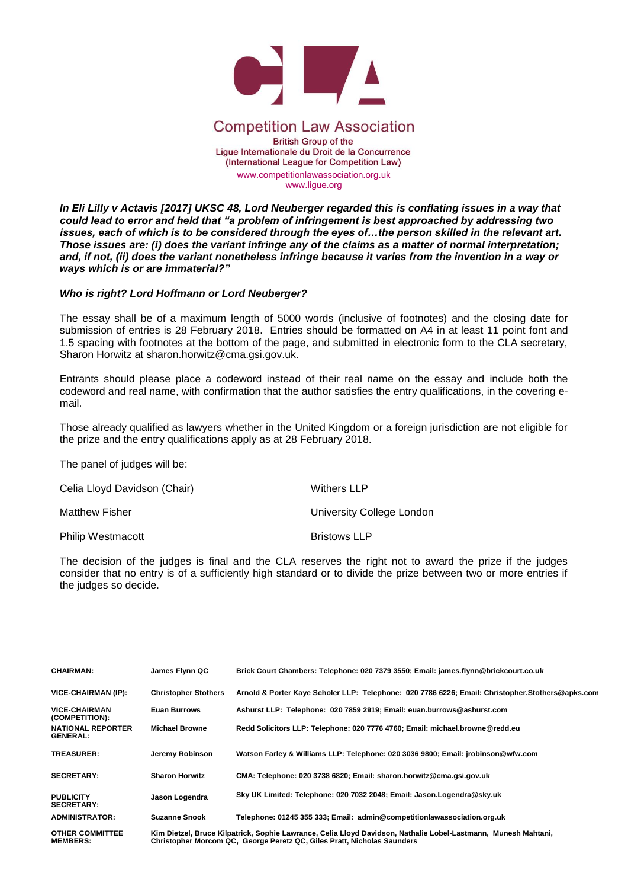## Competition Law Association

British Group of the
Ligue Internationale du Droit de la Concurrence
(International League for Competition Law)
www.competitionlawassociation.org.uk
www.ligue.org

***In Eli Lilly v Actavis [2017] UKSC 48, Lord Neuberger regarded this is conflating issues in a way that could lead to error and held that "a problem of infringement is best approached by addressing two issues, each of which is to be considered through the eyes of…the person skilled in the relevant art. Those issues are: (i) does the variant infringe any of the claims as a matter of normal interpretation; and, if not, (ii) does the variant nonetheless infringe because it varies from the invention in a way or ways which is or are immaterial?"***

***Who is right? Lord Hoffmann or Lord Neuberger?***

The essay shall be of a maximum length of 5000 words (inclusive of footnotes) and the closing date for submission of entries is 28 February 2018. Entries should be formatted on A4 in at least 11 point font and 1.5 spacing with footnotes at the bottom of the page, and submitted in electronic form to the CLA secretary, Sharon Horwitz at sharon.horwitz@cma.gsi.gov.uk.

Entrants should please place a codeword instead of their real name on the essay and include both the codeword and real name, with confirmation that the author satisfies the entry qualifications, in the covering e-mail.

Those already qualified as lawyers whether in the United Kingdom or a foreign jurisdiction are not eligible for the prize and the entry qualifications apply as at 28 February 2018.

The panel of judges will be:

| | |
|---|---|
| Celia Lloyd Davidson (Chair) | Withers LLP |
| Matthew Fisher | University College London |
| Philip Westmacott | Bristows LLP |

The decision of the judges is final and the CLA reserves the right not to award the prize if the judges consider that no entry is of a sufficiently high standard or to divide the prize between two or more entries if the judges so decide.

| | | |
|---|---|---|
| **CHAIRMAN:** | **James Flynn QC** | **Brick Court Chambers: Telephone: 020 7379 3550; Email: james.flynn@brickcourt.co.uk** |
| **VICE-CHAIRMAN (IP):** | **Christopher Stothers** | **Arnold & Porter Kaye Scholer LLP: Telephone: 020 7786 6226; Email: Christopher.Stothers@apks.com** |
| **VICE-CHAIRMAN (COMPETITION):** | **Euan Burrows** | **Ashurst LLP: Telephone: 020 7859 2919; Email: euan.burrows@ashurst.com** |
| **NATIONAL REPORTER GENERAL:** | **Michael Browne** | **Redd Solicitors LLP: Telephone: 020 7776 4760; Email: michael.browne@redd.eu** |
| **TREASURER:** | **Jeremy Robinson** | **Watson Farley & Williams LLP: Telephone: 020 3036 9800; Email: jrobinson@wfw.com** |
| **SECRETARY:** | **Sharon Horwitz** | **CMA: Telephone: 020 3738 6820; Email: sharon.horwitz@cma.gsi.gov.uk** |
| **PUBLICITY SECRETARY:** | **Jason Logendra** | **Sky UK Limited: Telephone: 020 7032 2048; Email: Jason.Logendra@sky.uk** |
| **ADMINISTRATOR:** | **Suzanne Snook** | **Telephone: 01245 355 333; Email: admin@competitionlawassociation.org.uk** |
| **OTHER COMMITTEE MEMBERS:** | **Kim Dietzel, Bruce Kilpatrick, Sophie Lawrance, Celia Lloyd Davidson, Nathalie Lobel-Lastmann, Munesh Mahtani, Christopher Morcom QC, George Peretz QC, Giles Pratt, Nicholas Saunders** | |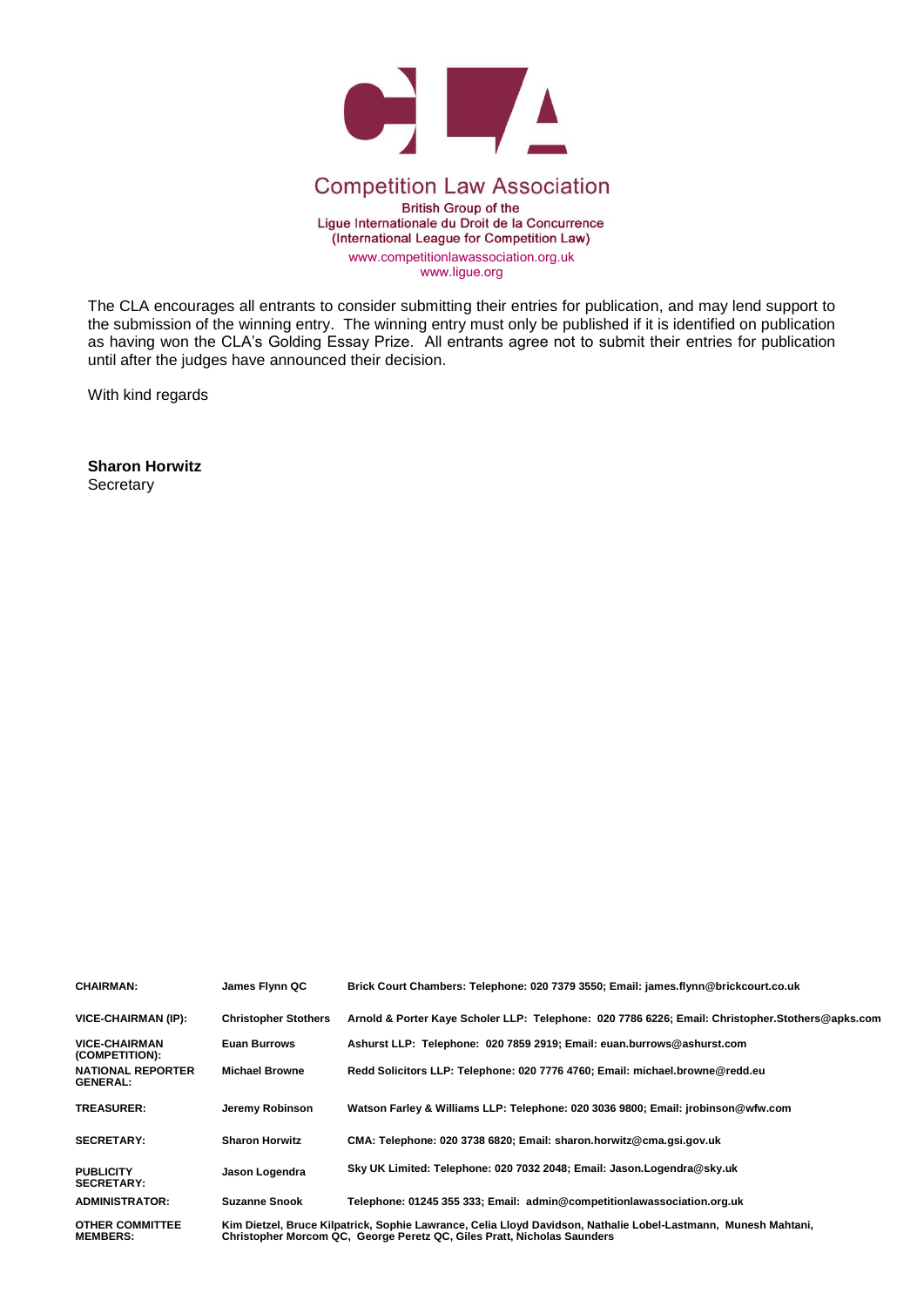**Competition Law Association**

British Group of the
Ligue Internationale du Droit de la Concurrence
(International League for Competition Law)
www.competitionlawassociation.org.uk
www.ligue.org

The CLA encourages all entrants to consider submitting their entries for publication, and may lend support to the submission of the winning entry. The winning entry must only be published if it is identified on publication as having won the CLA's Golding Essay Prize. All entrants agree not to submit their entries for publication until after the judges have announced their decision.

With kind regards

**Sharon Horwitz**
Secretary

| | | |
|---|---|---|
| **CHAIRMAN:** | **James Flynn QC** | **Brick Court Chambers: Telephone: 020 7379 3550; Email: james.flynn@brickcourt.co.uk** |
| **VICE-CHAIRMAN (IP):** | **Christopher Stothers** | **Arnold & Porter Kaye Scholer LLP: Telephone: 020 7786 6226; Email: Christopher.Stothers@apks.com** |
| **VICE-CHAIRMAN (COMPETITION):** | **Euan Burrows** | **Ashurst LLP: Telephone: 020 7859 2919; Email: euan.burrows@ashurst.com** |
| **NATIONAL REPORTER GENERAL:** | **Michael Browne** | **Redd Solicitors LLP: Telephone: 020 7776 4760; Email: michael.browne@redd.eu** |
| **TREASURER:** | **Jeremy Robinson** | **Watson Farley & Williams LLP: Telephone: 020 3036 9800; Email: jrobinson@wfw.com** |
| **SECRETARY:** | **Sharon Horwitz** | **CMA: Telephone: 020 3738 6820; Email: sharon.horwitz@cma.gsi.gov.uk** |
| **PUBLICITY SECRETARY:** | **Jason Logendra** | **Sky UK Limited: Telephone: 020 7032 2048; Email: Jason.Logendra@sky.uk** |
| **ADMINISTRATOR:** | **Suzanne Snook** | **Telephone: 01245 355 333; Email: admin@competitionlawassociation.org.uk** |
| **OTHER COMMITTEE MEMBERS:** | **Kim Dietzel, Bruce Kilpatrick, Sophie Lawrance, Celia Lloyd Davidson, Nathalie Lobel-Lastmann, Munesh Mahtani, Christopher Morcom QC, George Peretz QC, Giles Pratt, Nicholas Saunders** | |